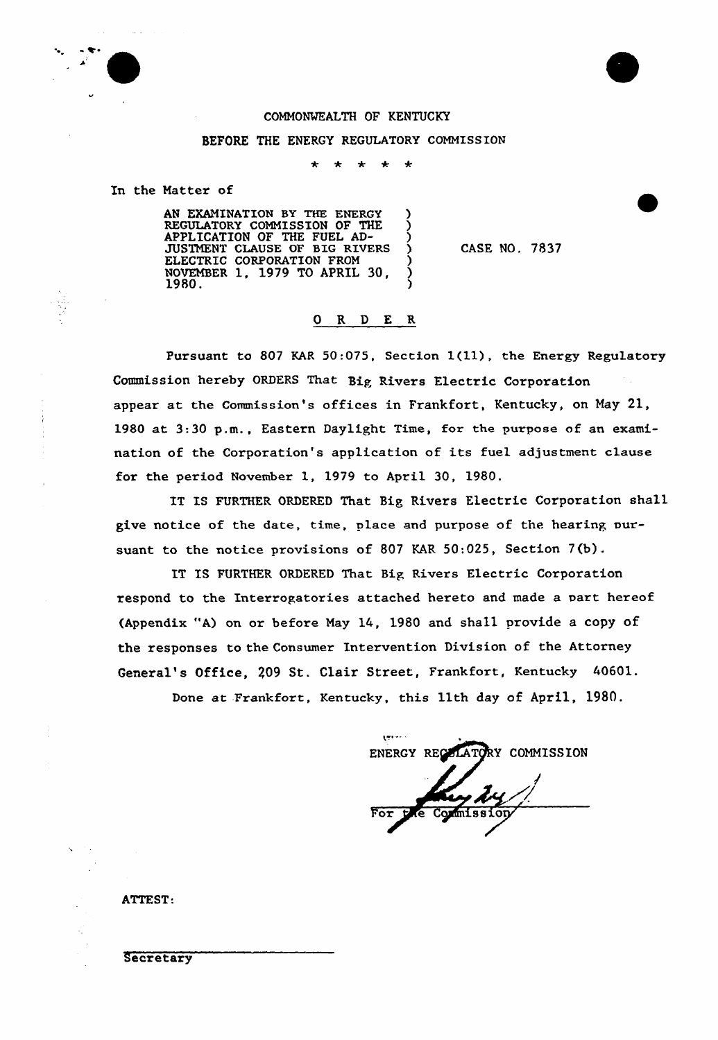COMMONWEALTH OF KENTUCKY

BEFORE THE ENERGY REGULATORY COMMISSION

\* \* \* \* \*

In the Matter of

AN EXAMINATION BY THE ENERGY REGULATORY COMMISSION OF THE APPLICATION OF THE FUEL ADJUSTMENT CLAUSE OF BIG RIVERS ELECTRIC CORPORATION FROM NOVEMBER 1, 1979 TO APRIL 30, 1980.

CASE NO. 7837

O R D E R

Pursuant to 807 KAR 50:075, Section 1(11), the Energy Regulatory Commission hereby ORDERS That Big Rivers Electric Corporation appear at the Commission's offices in Frankfort, Kentucky, on May 21, 1980 at 3:30 p.m., Eastern Daylight Time, for the purpose of an examination of the Corporation's application of its fuel adjustment clause for the period November 1, 1979 to April 30, 1980.

IT IS FURTHER ORDERED That Big Rivers Electric Corporation shall give notice of the date, time, place and purpose of the hearing pursuant to the notice provisions of 807 KAR 50:025, Section 7(b).

IT IS FURTHER ORDERED That Big Rivers Electric Corporation respond to the Interrogatories attached hereto and made a part hereof (Appendix "A) on or before May 14, 1980 and shall provide a copy of the responses to the Consumer Intervention Division of the Attorney General's Office, 209 St. Clair Street, Frankfort, Kentucky 40601.

Done at Frankfort, Kentucky, this 11th day of April, 1980.

ENERGY REGULATORY COMMISSION

For the Commission

ATTEST:

Secretary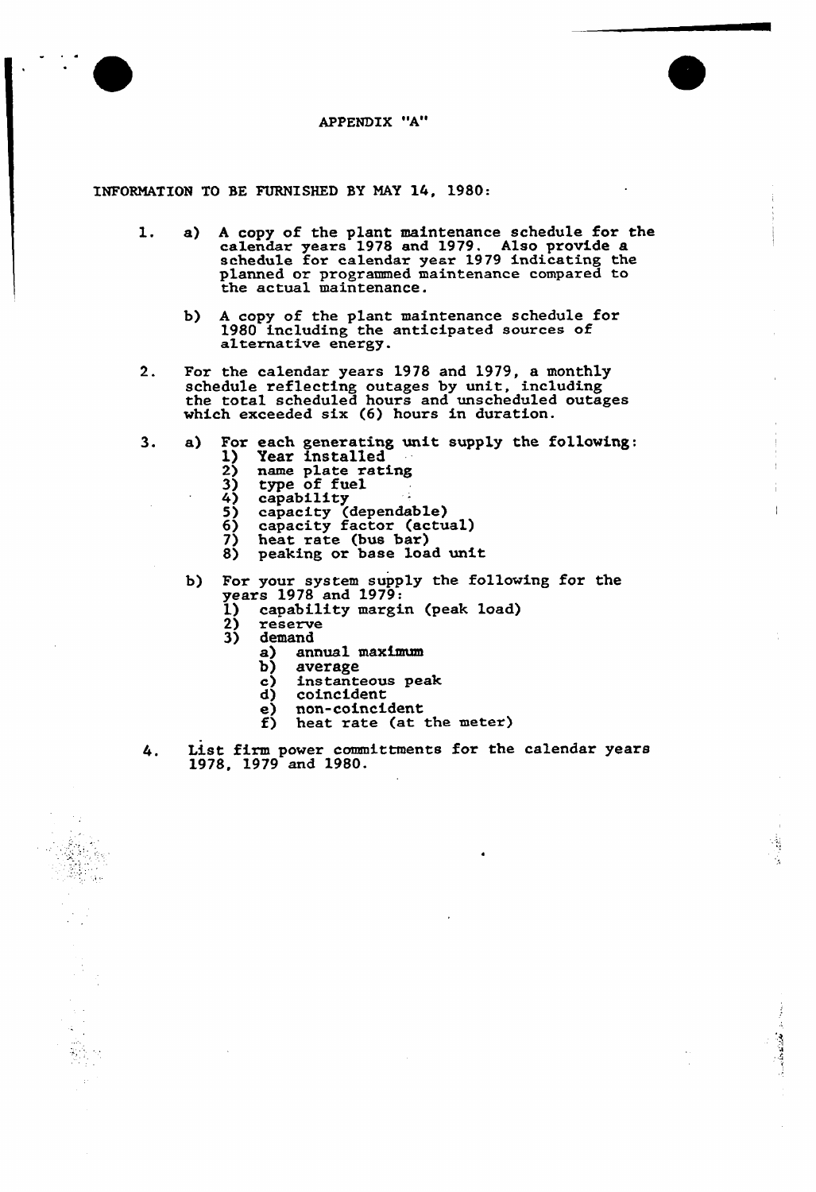# APPENDIX "A"

INFORMATION TO BE FURNISHED BY MAY 14, 1980:

1. a) A copy of the plant maintenance schedule for the calendar years 1978 and 1979. Also provide a schedule for calendar year 1979 indicating the planned or programmed maintenance compared to the actual maintenance.

   b) A copy of the plant maintenance schedule for 1980 including the anticipated sources of alternative energy.

2. For the calendar years 1978 and 1979, a monthly schedule reflecting outages by unit, including the total scheduled hours and unscheduled outages which exceeded six (6) hours in duration.

3. a) For each generating unit supply the following:
      1) Year installed
      2) name plate rating
      3) type of fuel
      4) capability
      5) capacity (dependable)
      6) capacity factor (actual)
      7) heat rate (bus bar)
      8) peaking or base load unit

   b) For your system supply the following for the years 1978 and 1979:
      1) capability margin (peak load)
      2) reserve
      3) demand
         a) annual maximum
         b) average
         c) instanteous peak
         d) coincident
         e) non-coincident
         f) heat rate (at the meter)

4. List firm power committments for the calendar years 1978, 1979 and 1980.